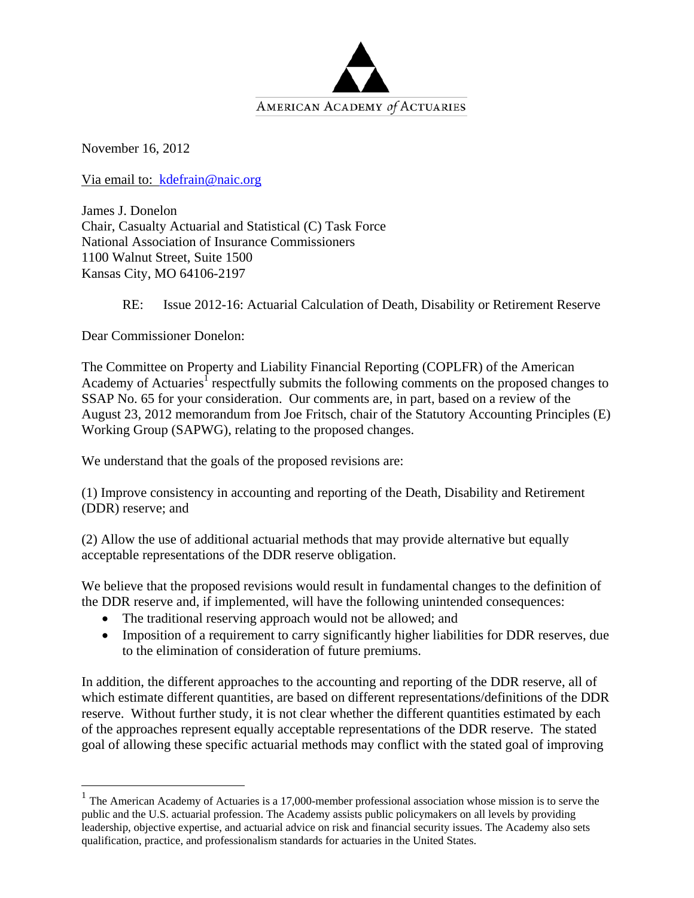AMERICAN ACADEMY *of* ACTUARIES

November 16, 2012

Via email to: kdefrain@naic.org

James J. Donelon
Chair, Casualty Actuarial and Statistical (C) Task Force
National Association of Insurance Commissioners
1100 Walnut Street, Suite 1500
Kansas City, MO 64106-2197

RE: Issue 2012-16: Actuarial Calculation of Death, Disability or Retirement Reserve

Dear Commissioner Donelon:

The Committee on Property and Liability Financial Reporting (COPLFR) of the American Academy of Actuaries[1] respectfully submits the following comments on the proposed changes to SSAP No. 65 for your consideration. Our comments are, in part, based on a review of the August 23, 2012 memorandum from Joe Fritsch, chair of the Statutory Accounting Principles (E) Working Group (SAPWG), relating to the proposed changes.

We understand that the goals of the proposed revisions are:

(1) Improve consistency in accounting and reporting of the Death, Disability and Retirement (DDR) reserve; and

(2) Allow the use of additional actuarial methods that may provide alternative but equally acceptable representations of the DDR reserve obligation.

We believe that the proposed revisions would result in fundamental changes to the definition of the DDR reserve and, if implemented, will have the following unintended consequences:

- The traditional reserving approach would not be allowed; and
- Imposition of a requirement to carry significantly higher liabilities for DDR reserves, due to the elimination of consideration of future premiums.

In addition, the different approaches to the accounting and reporting of the DDR reserve, all of which estimate different quantities, are based on different representations/definitions of the DDR reserve. Without further study, it is not clear whether the different quantities estimated by each of the approaches represent equally acceptable representations of the DDR reserve. The stated goal of allowing these specific actuarial methods may conflict with the stated goal of improving

[1] The American Academy of Actuaries is a 17,000-member professional association whose mission is to serve the public and the U.S. actuarial profession. The Academy assists public policymakers on all levels by providing leadership, objective expertise, and actuarial advice on risk and financial security issues. The Academy also sets qualification, practice, and professionalism standards for actuaries in the United States.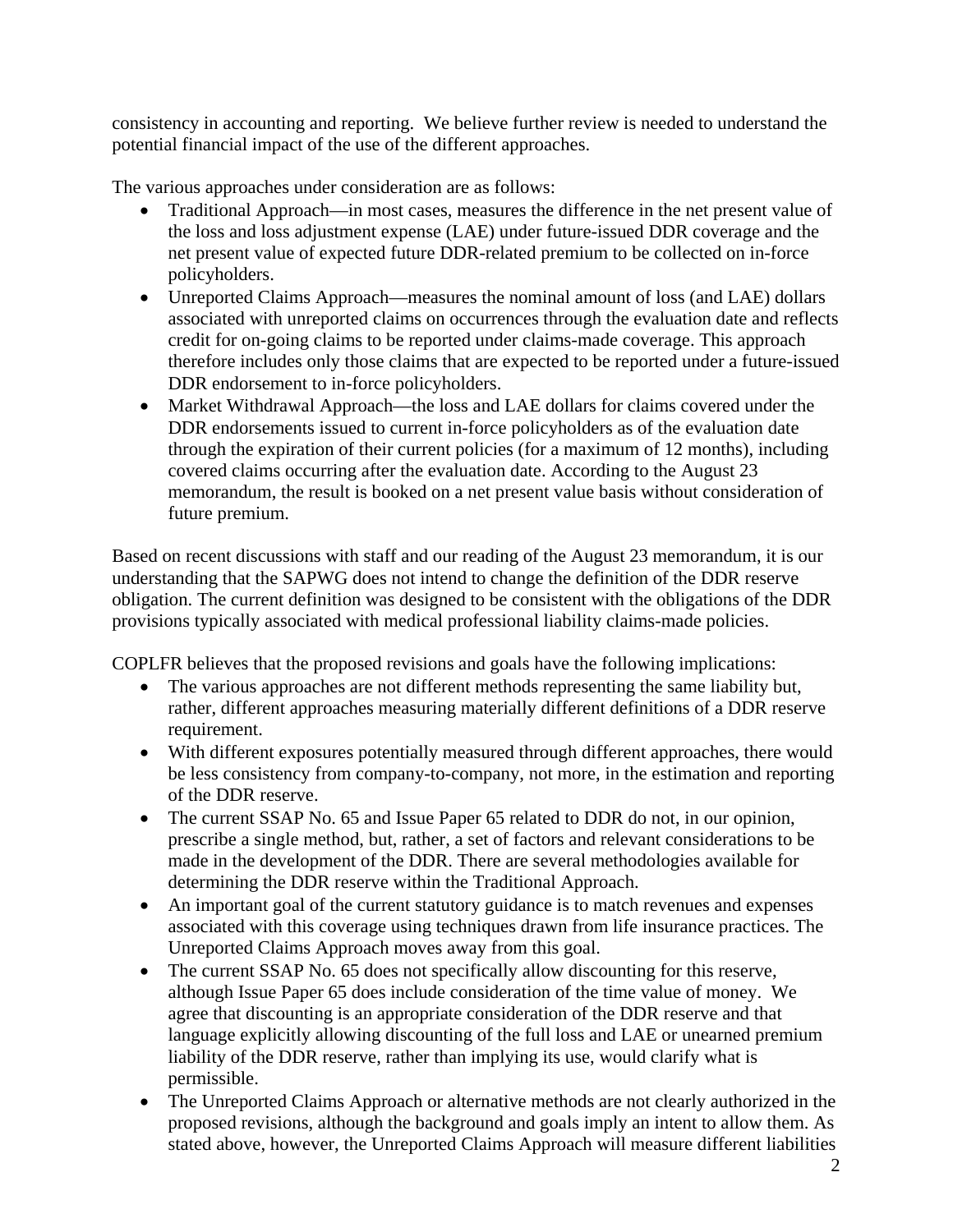consistency in accounting and reporting. We believe further review is needed to understand the potential financial impact of the use of the different approaches.

The various approaches under consideration are as follows:

- Traditional Approach—in most cases, measures the difference in the net present value of the loss and loss adjustment expense (LAE) under future-issued DDR coverage and the net present value of expected future DDR-related premium to be collected on in-force policyholders.
- Unreported Claims Approach—measures the nominal amount of loss (and LAE) dollars associated with unreported claims on occurrences through the evaluation date and reflects credit for on-going claims to be reported under claims-made coverage. This approach therefore includes only those claims that are expected to be reported under a future-issued DDR endorsement to in-force policyholders.
- Market Withdrawal Approach—the loss and LAE dollars for claims covered under the DDR endorsements issued to current in-force policyholders as of the evaluation date through the expiration of their current policies (for a maximum of 12 months), including covered claims occurring after the evaluation date. According to the August 23 memorandum, the result is booked on a net present value basis without consideration of future premium.

Based on recent discussions with staff and our reading of the August 23 memorandum, it is our understanding that the SAPWG does not intend to change the definition of the DDR reserve obligation. The current definition was designed to be consistent with the obligations of the DDR provisions typically associated with medical professional liability claims-made policies.

COPLFR believes that the proposed revisions and goals have the following implications:

- The various approaches are not different methods representing the same liability but, rather, different approaches measuring materially different definitions of a DDR reserve requirement.
- With different exposures potentially measured through different approaches, there would be less consistency from company-to-company, not more, in the estimation and reporting of the DDR reserve.
- The current SSAP No. 65 and Issue Paper 65 related to DDR do not, in our opinion, prescribe a single method, but, rather, a set of factors and relevant considerations to be made in the development of the DDR. There are several methodologies available for determining the DDR reserve within the Traditional Approach.
- An important goal of the current statutory guidance is to match revenues and expenses associated with this coverage using techniques drawn from life insurance practices. The Unreported Claims Approach moves away from this goal.
- The current SSAP No. 65 does not specifically allow discounting for this reserve, although Issue Paper 65 does include consideration of the time value of money. We agree that discounting is an appropriate consideration of the DDR reserve and that language explicitly allowing discounting of the full loss and LAE or unearned premium liability of the DDR reserve, rather than implying its use, would clarify what is permissible.
- The Unreported Claims Approach or alternative methods are not clearly authorized in the proposed revisions, although the background and goals imply an intent to allow them. As stated above, however, the Unreported Claims Approach will measure different liabilities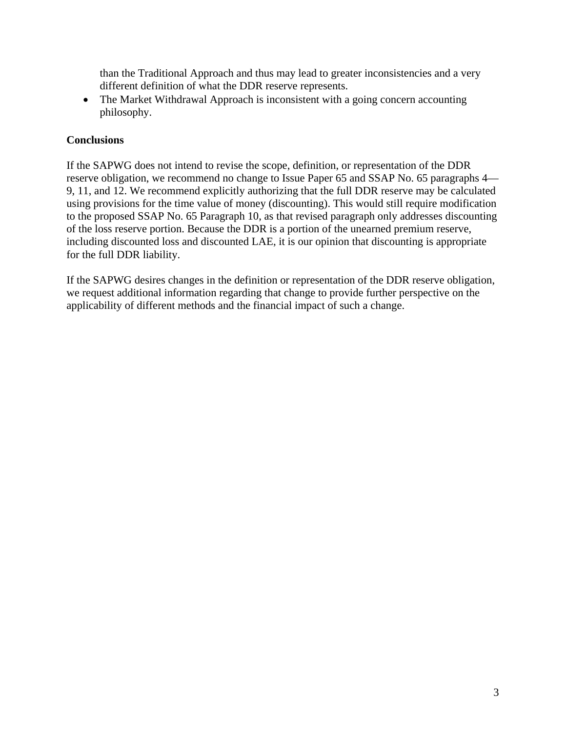than the Traditional Approach and thus may lead to greater inconsistencies and a very different definition of what the DDR reserve represents.

- The Market Withdrawal Approach is inconsistent with a going concern accounting philosophy.

**Conclusions**

If the SAPWG does not intend to revise the scope, definition, or representation of the DDR reserve obligation, we recommend no change to Issue Paper 65 and SSAP No. 65 paragraphs 4—9, 11, and 12. We recommend explicitly authorizing that the full DDR reserve may be calculated using provisions for the time value of money (discounting). This would still require modification to the proposed SSAP No. 65 Paragraph 10, as that revised paragraph only addresses discounting of the loss reserve portion. Because the DDR is a portion of the unearned premium reserve, including discounted loss and discounted LAE, it is our opinion that discounting is appropriate for the full DDR liability.

If the SAPWG desires changes in the definition or representation of the DDR reserve obligation, we request additional information regarding that change to provide further perspective on the applicability of different methods and the financial impact of such a change.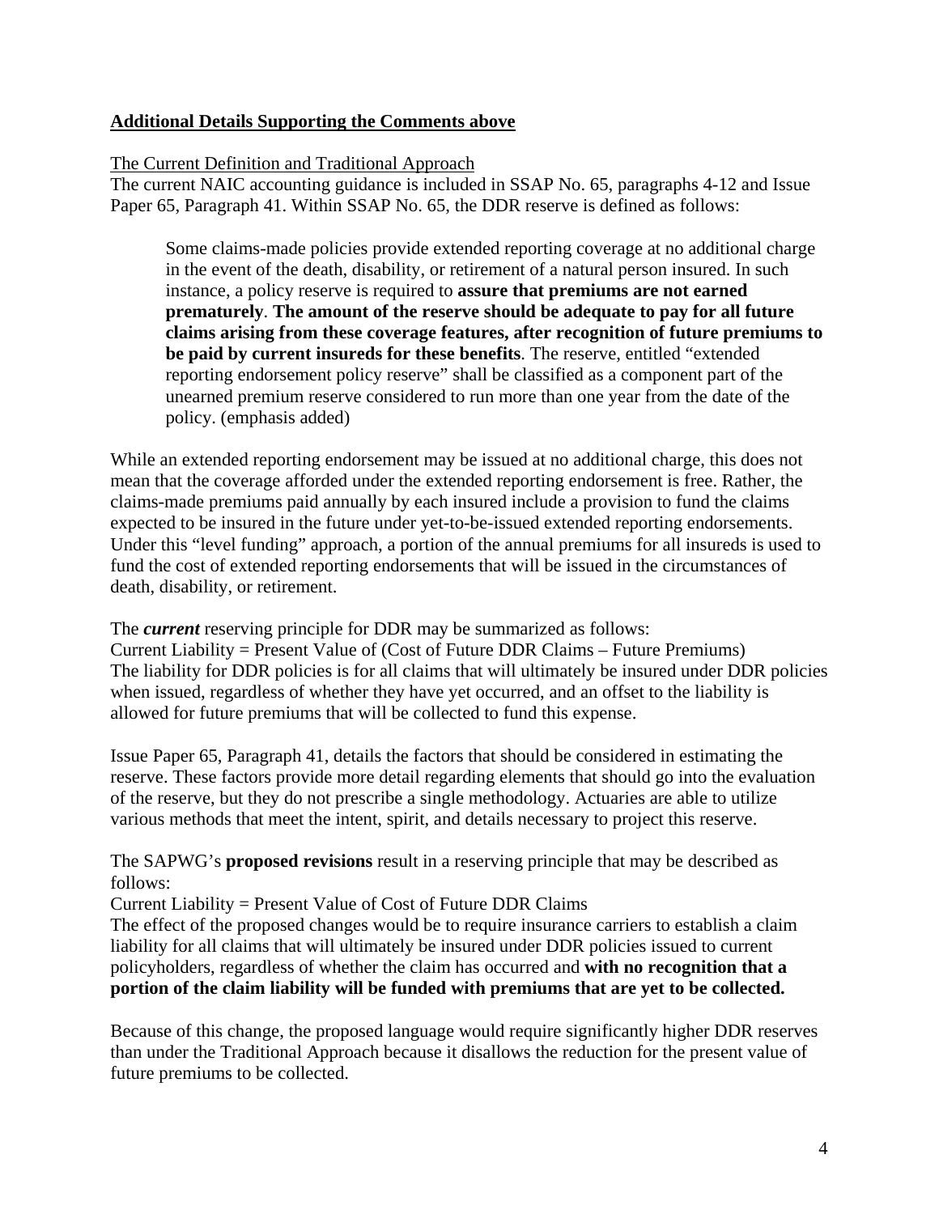**<u>Additional Details Supporting the Comments above</u>**

<u>The Current Definition and Traditional Approach</u>

The current NAIC accounting guidance is included in SSAP No. 65, paragraphs 4-12 and Issue Paper 65, Paragraph 41. Within SSAP No. 65, the DDR reserve is defined as follows:

> Some claims-made policies provide extended reporting coverage at no additional charge in the event of the death, disability, or retirement of a natural person insured. In such instance, a policy reserve is required to **assure that premiums are not earned prematurely**. **The amount of the reserve should be adequate to pay for all future claims arising from these coverage features, after recognition of future premiums to be paid by current insureds for these benefits**. The reserve, entitled "extended reporting endorsement policy reserve" shall be classified as a component part of the unearned premium reserve considered to run more than one year from the date of the policy. (emphasis added)

While an extended reporting endorsement may be issued at no additional charge, this does not mean that the coverage afforded under the extended reporting endorsement is free. Rather, the claims-made premiums paid annually by each insured include a provision to fund the claims expected to be insured in the future under yet-to-be-issued extended reporting endorsements. Under this "level funding" approach, a portion of the annual premiums for all insureds is used to fund the cost of extended reporting endorsements that will be issued in the circumstances of death, disability, or retirement.

The ***current*** reserving principle for DDR may be summarized as follows:
Current Liability = Present Value of (Cost of Future DDR Claims – Future Premiums)
The liability for DDR policies is for all claims that will ultimately be insured under DDR policies when issued, regardless of whether they have yet occurred, and an offset to the liability is allowed for future premiums that will be collected to fund this expense.

Issue Paper 65, Paragraph 41, details the factors that should be considered in estimating the reserve. These factors provide more detail regarding elements that should go into the evaluation of the reserve, but they do not prescribe a single methodology. Actuaries are able to utilize various methods that meet the intent, spirit, and details necessary to project this reserve.

The SAPWG's **proposed revisions** result in a reserving principle that may be described as follows:
Current Liability = Present Value of Cost of Future DDR Claims
The effect of the proposed changes would be to require insurance carriers to establish a claim liability for all claims that will ultimately be insured under DDR policies issued to current policyholders, regardless of whether the claim has occurred and **with no recognition that a portion of the claim liability will be funded with premiums that are yet to be collected.**

Because of this change, the proposed language would require significantly higher DDR reserves than under the Traditional Approach because it disallows the reduction for the present value of future premiums to be collected.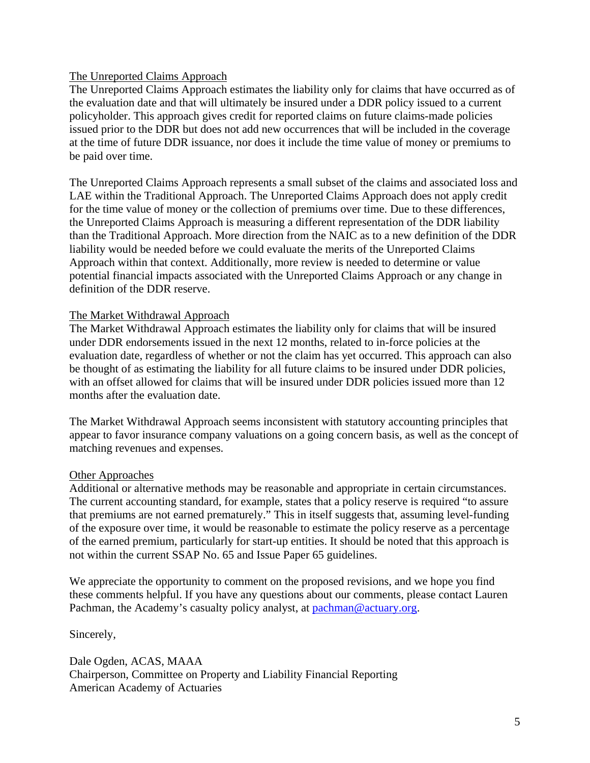The Unreported Claims Approach

The Unreported Claims Approach estimates the liability only for claims that have occurred as of the evaluation date and that will ultimately be insured under a DDR policy issued to a current policyholder. This approach gives credit for reported claims on future claims-made policies issued prior to the DDR but does not add new occurrences that will be included in the coverage at the time of future DDR issuance, nor does it include the time value of money or premiums to be paid over time.

The Unreported Claims Approach represents a small subset of the claims and associated loss and LAE within the Traditional Approach. The Unreported Claims Approach does not apply credit for the time value of money or the collection of premiums over time. Due to these differences, the Unreported Claims Approach is measuring a different representation of the DDR liability than the Traditional Approach. More direction from the NAIC as to a new definition of the DDR liability would be needed before we could evaluate the merits of the Unreported Claims Approach within that context. Additionally, more review is needed to determine or value potential financial impacts associated with the Unreported Claims Approach or any change in definition of the DDR reserve.

The Market Withdrawal Approach

The Market Withdrawal Approach estimates the liability only for claims that will be insured under DDR endorsements issued in the next 12 months, related to in-force policies at the evaluation date, regardless of whether or not the claim has yet occurred. This approach can also be thought of as estimating the liability for all future claims to be insured under DDR policies, with an offset allowed for claims that will be insured under DDR policies issued more than 12 months after the evaluation date.

The Market Withdrawal Approach seems inconsistent with statutory accounting principles that appear to favor insurance company valuations on a going concern basis, as well as the concept of matching revenues and expenses.

Other Approaches

Additional or alternative methods may be reasonable and appropriate in certain circumstances. The current accounting standard, for example, states that a policy reserve is required "to assure that premiums are not earned prematurely." This in itself suggests that, assuming level-funding of the exposure over time, it would be reasonable to estimate the policy reserve as a percentage of the earned premium, particularly for start-up entities. It should be noted that this approach is not within the current SSAP No. 65 and Issue Paper 65 guidelines.

We appreciate the opportunity to comment on the proposed revisions, and we hope you find these comments helpful. If you have any questions about our comments, please contact Lauren Pachman, the Academy's casualty policy analyst, at pachman@actuary.org.

Sincerely,

Dale Ogden, ACAS, MAAA  
Chairperson, Committee on Property and Liability Financial Reporting  
American Academy of Actuaries